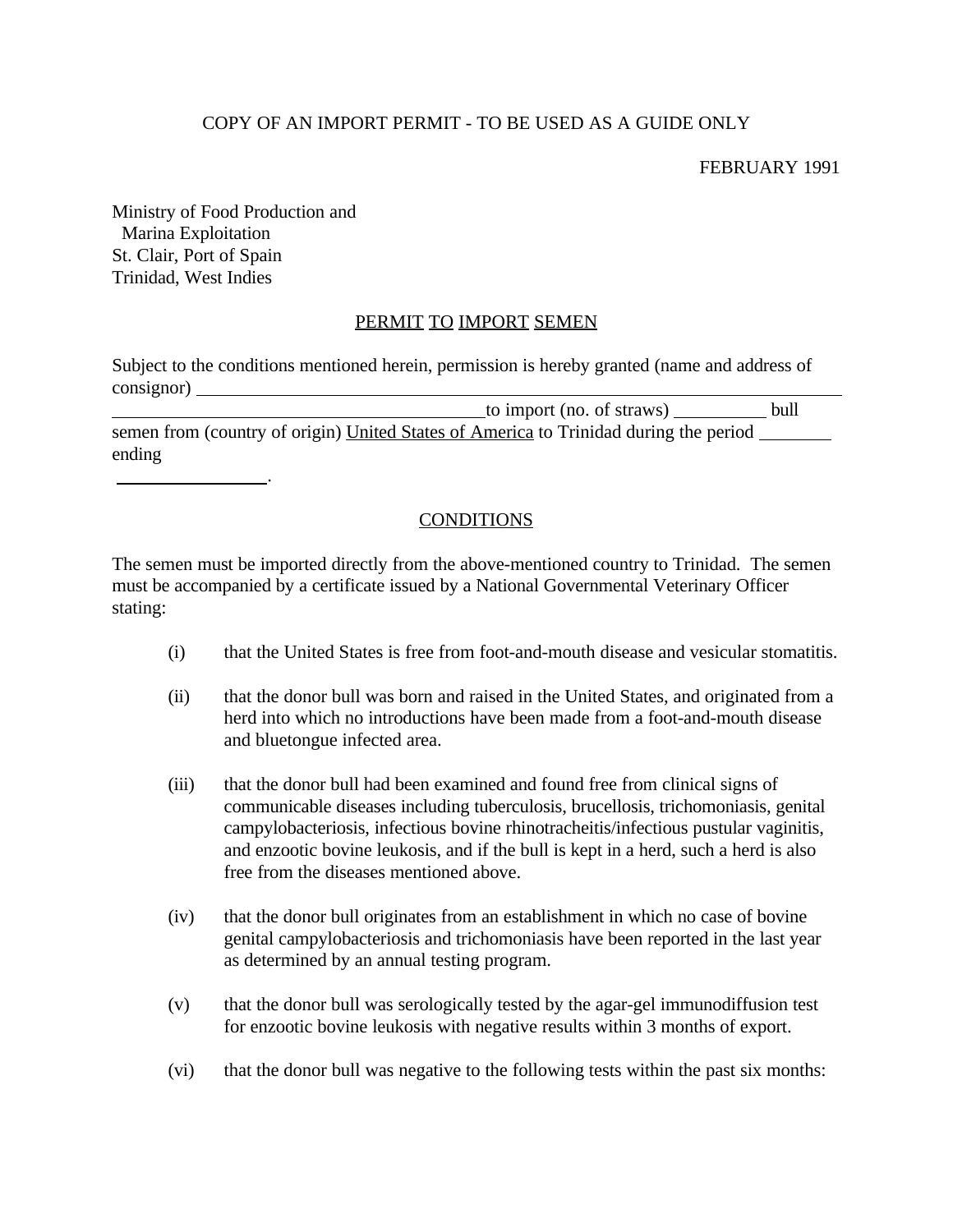COPY OF AN IMPORT PERMIT - TO BE USED AS A GUIDE ONLY

FEBRUARY 1991

Ministry of Food Production and
Marina Exploitation
St. Clair, Port of Spain
Trinidad, West Indies

## PERMIT TO IMPORT SEMEN

Subject to the conditions mentioned herein, permission is hereby granted (name and address of consignor) ______________________________________________________________ ________________________________________to import (no. of straws) __________ bull semen from (country of origin) United States of America to Trinidad during the period ________ ending ________________.

## CONDITIONS

The semen must be imported directly from the above-mentioned country to Trinidad. The semen must be accompanied by a certificate issued by a National Governmental Veterinary Officer stating:

(i) that the United States is free from foot-and-mouth disease and vesicular stomatitis.

(ii) that the donor bull was born and raised in the United States, and originated from a herd into which no introductions have been made from a foot-and-mouth disease and bluetongue infected area.

(iii) that the donor bull had been examined and found free from clinical signs of communicable diseases including tuberculosis, brucellosis, trichomoniasis, genital campylobacteriosis, infectious bovine rhinotracheitis/infectious pustular vaginitis, and enzootic bovine leukosis, and if the bull is kept in a herd, such a herd is also free from the diseases mentioned above.

(iv) that the donor bull originates from an establishment in which no case of bovine genital campylobacteriosis and trichomoniasis have been reported in the last year as determined by an annual testing program.

(v) that the donor bull was serologically tested by the agar-gel immunodiffusion test for enzootic bovine leukosis with negative results within 3 months of export.

(vi) that the donor bull was negative to the following tests within the past six months: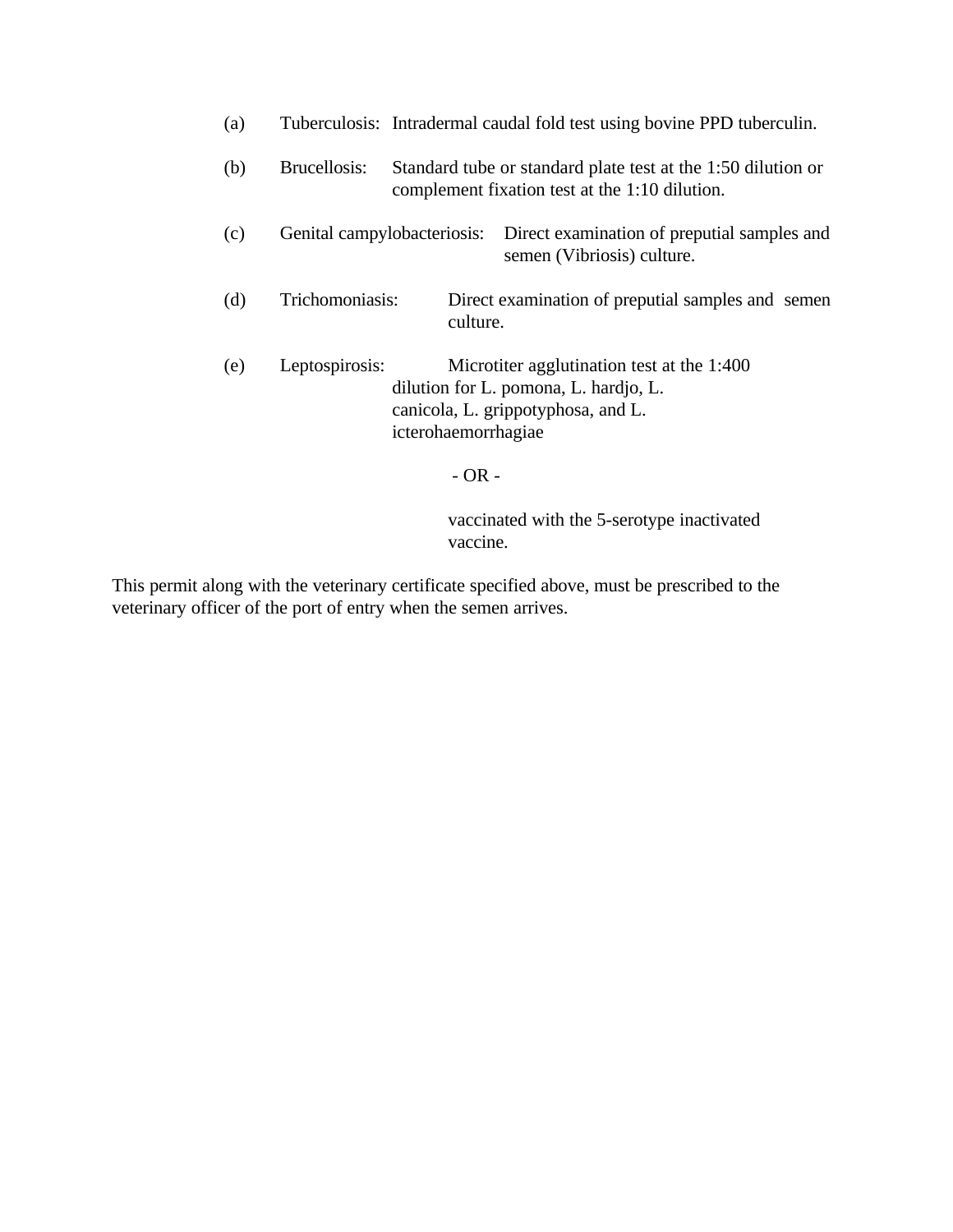(a) Tuberculosis: Intradermal caudal fold test using bovine PPD tuberculin.

(b) Brucellosis: Standard tube or standard plate test at the 1:50 dilution or complement fixation test at the 1:10 dilution.

(c) Genital campylobacteriosis: Direct examination of preputial samples and semen (Vibriosis) culture.

(d) Trichomoniasis: Direct examination of preputial samples and semen culture.

(e) Leptospirosis: Microtiter agglutination test at the 1:400 dilution for L. pomona, L. hardjo, L. canicola, L. grippotyphosa, and L. icterohaemorrhagiae

- OR -

vaccinated with the 5-serotype inactivated vaccine.

This permit along with the veterinary certificate specified above, must be prescribed to the veterinary officer of the port of entry when the semen arrives.